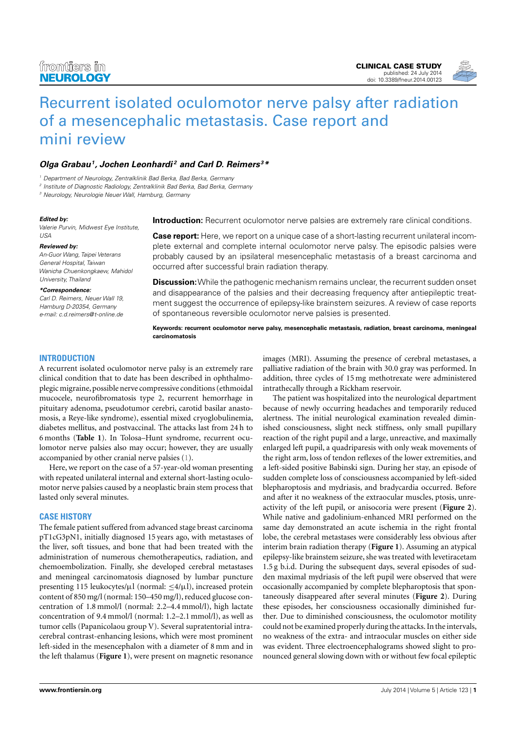# Recurrent isolated oculomotor nerve palsy after radiation of a mesencephalic metastasis. Case report and mini review

***Olga Grabau[1], Jochen Leonhardi[2] and Carl D. Reimers[3]****

[1] Department of Neurology, Zentralklinik Bad Berka, Bad Berka, Germany
[2] Institute of Diagnostic Radiology, Zentralklinik Bad Berka, Bad Berka, Germany
[3] Neurology, Neurologie Neuer Wall, Hamburg, Germany

**Edited by:**
*Valerie Purvin, Midwest Eye Institute, USA*

**Reviewed by:**
*An-Guor Wang, Taipei Veterans General Hospital, Taiwan*
*Wanicha Chuenkongkaew, Mahidol University, Thailand*

***Correspondence:**
*Carl D. Reimers, Neuer Wall 19, Hamburg D-20354, Germany*
*e-mail: c.d.reimers@t-online.de*

**Introduction:** Recurrent oculomotor nerve palsies are extremely rare clinical conditions.

**Case report:** Here, we report on a unique case of a short-lasting recurrent unilateral incomplete external and complete internal oculomotor nerve palsy. The episodic palsies were probably caused by an ipsilateral mesencephalic metastasis of a breast carcinoma and occurred after successful brain radiation therapy.

**Discussion:** While the pathogenic mechanism remains unclear, the recurrent sudden onset and disappearance of the palsies and their decreasing frequency after antiepileptic treatment suggest the occurrence of epilepsy-like brainstem seizures. A review of case reports of spontaneous reversible oculomotor nerve palsies is presented.

**Keywords: recurrent oculomotor nerve palsy, mesencephalic metastasis, radiation, breast carcinoma, meningeal carcinomatosis**

## INTRODUCTION

A recurrent isolated oculomotor nerve palsy is an extremely rare clinical condition that to date has been described in ophthalmoplegic migraine, possible nerve compressive conditions (ethmoidal mucocele, neurofibromatosis type 2, recurrent hemorrhage in pituitary adenoma, pseudotumor cerebri, carotid basilar anastomosis, a Reye-like syndrome), essential mixed cryoglobulinemia, diabetes mellitus, and postvaccinal. The attacks last from 24 h to 6 months (**Table 1**). In Tolosa–Hunt syndrome, recurrent oculomotor nerve palsies also may occur; however, they are usually accompanied by other cranial nerve palsies (1).

Here, we report on the case of a 57-year-old woman presenting with repeated unilateral internal and external short-lasting oculomotor nerve palsies caused by a neoplastic brain stem process that lasted only several minutes.

## CASE HISTORY

The female patient suffered from advanced stage breast carcinoma pT1cG3pN1, initially diagnosed 15 years ago, with metastases of the liver, soft tissues, and bone that had been treated with the administration of numerous chemotherapeutics, radiation, and chemoembolization. Finally, she developed cerebral metastases and meningeal carcinomatosis diagnosed by lumbar puncture presenting 115 leukocytes/μl (normal: ≤4/μl), increased protein content of 850 mg/l (normal: 150–450 mg/l), reduced glucose concentration of 1.8 mmol/l (normal: 2.2–4.4 mmol/l), high lactate concentration of 9.4 mmol/l (normal: 1.2–2.1 mmol/l), as well as tumor cells (Papanicolaou group V). Several supratentorial intracerebral contrast-enhancing lesions, which were most prominent left-sided in the mesencephalon with a diameter of 8 mm and in the left thalamus (**Figure 1**), were present on magnetic resonance images (MRI). Assuming the presence of cerebral metastases, a palliative radiation of the brain with 30.0 gray was performed. In addition, three cycles of 15 mg methotrexate were administered intrathecally through a Rickham reservoir.

The patient was hospitalized into the neurological department because of newly occurring headaches and temporarily reduced alertness. The initial neurological examination revealed diminished consciousness, slight neck stiffness, only small pupillary reaction of the right pupil and a large, unreactive, and maximally enlarged left pupil, a quadriparesis with only weak movements of the right arm, loss of tendon reflexes of the lower extremities, and a left-sided positive Babinski sign. During her stay, an episode of sudden complete loss of consciousness accompanied by left-sided blepharoptosis and mydriasis, and bradycardia occurred. Before and after it no weakness of the extraocular muscles, ptosis, unreactivity of the left pupil, or anisocoria were present (**Figure 2**). While native and gadolinium-enhanced MRI performed on the same day demonstrated an acute ischemia in the right frontal lobe, the cerebral metastases were considerably less obvious after interim brain radiation therapy (**Figure 1**). Assuming an atypical epilepsy-like brainstem seizure, she was treated with levetiracetam 1.5 g b.i.d. During the subsequent days, several episodes of sudden maximal mydriasis of the left pupil were observed that were occasionally accompanied by complete blepharoptosis that spontaneously disappeared after several minutes (**Figure 2**). During these episodes, her consciousness occasionally diminished further. Due to diminished consciousness, the oculomotor motility could not be examined properly during the attacks. In the intervals, no weakness of the extra- and intraocular muscles on either side was evident. Three electroencephalograms showed slight to pronounced general slowing down with or without few focal epileptic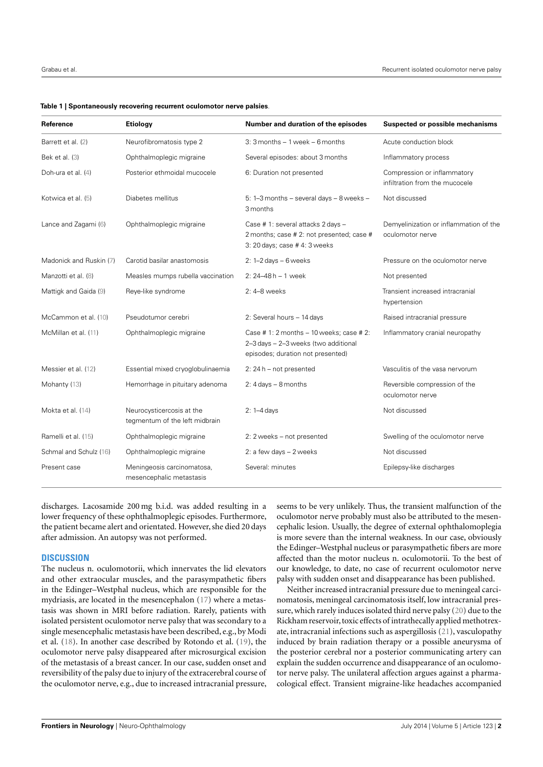**Table 1 | Spontaneously recovering recurrent oculomotor nerve palsies**.

| Reference | Etiology | Number and duration of the episodes | Suspected or possible mechanisms |
|---|---|---|---|
| Barrett et al. (2) | Neurofibromatosis type 2 | 3: 3 months – 1 week – 6 months | Acute conduction block |
| Bek et al. (3) | Ophthalmoplegic migraine | Several episodes: about 3 months | Inflammatory process |
| Doh-ura et al. (4) | Posterior ethmoidal mucocele | 6: Duration not presented | Compression or inflammatory infiltration from the mucocele |
| Kotwica et al. (5) | Diabetes mellitus | 5: 1–3 months – several days – 8 weeks – 3 months | Not discussed |
| Lance and Zagami (6) | Ophthalmoplegic migraine | Case # 1: several attacks 2 days – 2 months; case # 2: not presented; case # 3: 20 days; case # 4: 3 weeks | Demyelinization or inflammation of the oculomotor nerve |
| Madonick and Ruskin (7) | Carotid basilar anastomosis | 2: 1–2 days – 6 weeks | Pressure on the oculomotor nerve |
| Manzotti et al. (8) | Measles mumps rubella vaccination | 2: 24–48 h – 1 week | Not presented |
| Mattigk and Gaida (9) | Reye-like syndrome | 2: 4–8 weeks | Transient increased intracranial hypertension |
| McCammon et al. (10) | Pseudotumor cerebri | 2: Several hours – 14 days | Raised intracranial pressure |
| McMillan et al. (11) | Ophthalmoplegic migraine | Case # 1: 2 months – 10 weeks; case # 2: 2–3 days – 2–3 weeks (two additional episodes; duration not presented) | Inflammatory cranial neuropathy |
| Messier et al. (12) | Essential mixed cryoglobulinaemia | 2: 24 h – not presented | Vasculitis of the vasa nervorum |
| Mohanty (13) | Hemorrhage in pituitary adenoma | 2: 4 days – 8 months | Reversible compression of the oculomotor nerve |
| Mokta et al. (14) | Neurocysticercosis at the tegmentum of the left midbrain | 2: 1–4 days | Not discussed |
| Ramelli et al. (15) | Ophthalmoplegic migraine | 2: 2 weeks – not presented | Swelling of the oculomotor nerve |
| Schmal and Schulz (16) | Ophthalmoplegic migraine | 2: a few days – 2 weeks | Not discussed |
| Present case | Meningeosis carcinomatosa, mesencephalic metastasis | Several: minutes | Epilepsy-like discharges |

discharges. Lacosamide 200 mg b.i.d. was added resulting in a lower frequency of these ophthalmoplegic episodes. Furthermore, the patient became alert and orientated. However, she died 20 days after admission. An autopsy was not performed.

## DISCUSSION

The nucleus n. oculomotorii, which innervates the lid elevators and other extraocular muscles, and the parasympathetic fibers in the Edinger–Westphal nucleus, which are responsible for the mydriasis, are located in the mesencephalon (17) where a metastasis was shown in MRI before radiation. Rarely, patients with isolated persistent oculomotor nerve palsy that was secondary to a single mesencephalic metastasis have been described, e.g., by Modi et al. (18). In another case described by Rotondo et al. (19), the oculomotor nerve palsy disappeared after microsurgical excision of the metastasis of a breast cancer. In our case, sudden onset and reversibility of the palsy due to injury of the extracerebral course of the oculomotor nerve, e.g., due to increased intracranial pressure, seems to be very unlikely. Thus, the transient malfunction of the oculomotor nerve probably must also be attributed to the mesencephalic lesion. Usually, the degree of external ophthalmoplegia is more severe than the internal weakness. In our case, obviously the Edinger–Westphal nucleus or parasympathetic fibers are more affected than the motor nucleus n. oculomotorii. To the best of our knowledge, to date, no case of recurrent oculomotor nerve palsy with sudden onset and disappearance has been published.

Neither increased intracranial pressure due to meningeal carcinomatosis, meningeal carcinomatosis itself, low intracranial pressure, which rarely induces isolated third nerve palsy (20) due to the Rickham reservoir, toxic effects of intrathecally applied methotrexate, intracranial infections such as aspergillosis (21), vasculopathy induced by brain radiation therapy or a possible aneurysma of the posterior cerebral nor a posterior communicating artery can explain the sudden occurrence and disappearance of an oculomotor nerve palsy. The unilateral affection argues against a pharmacological effect. Transient migraine-like headaches accompanied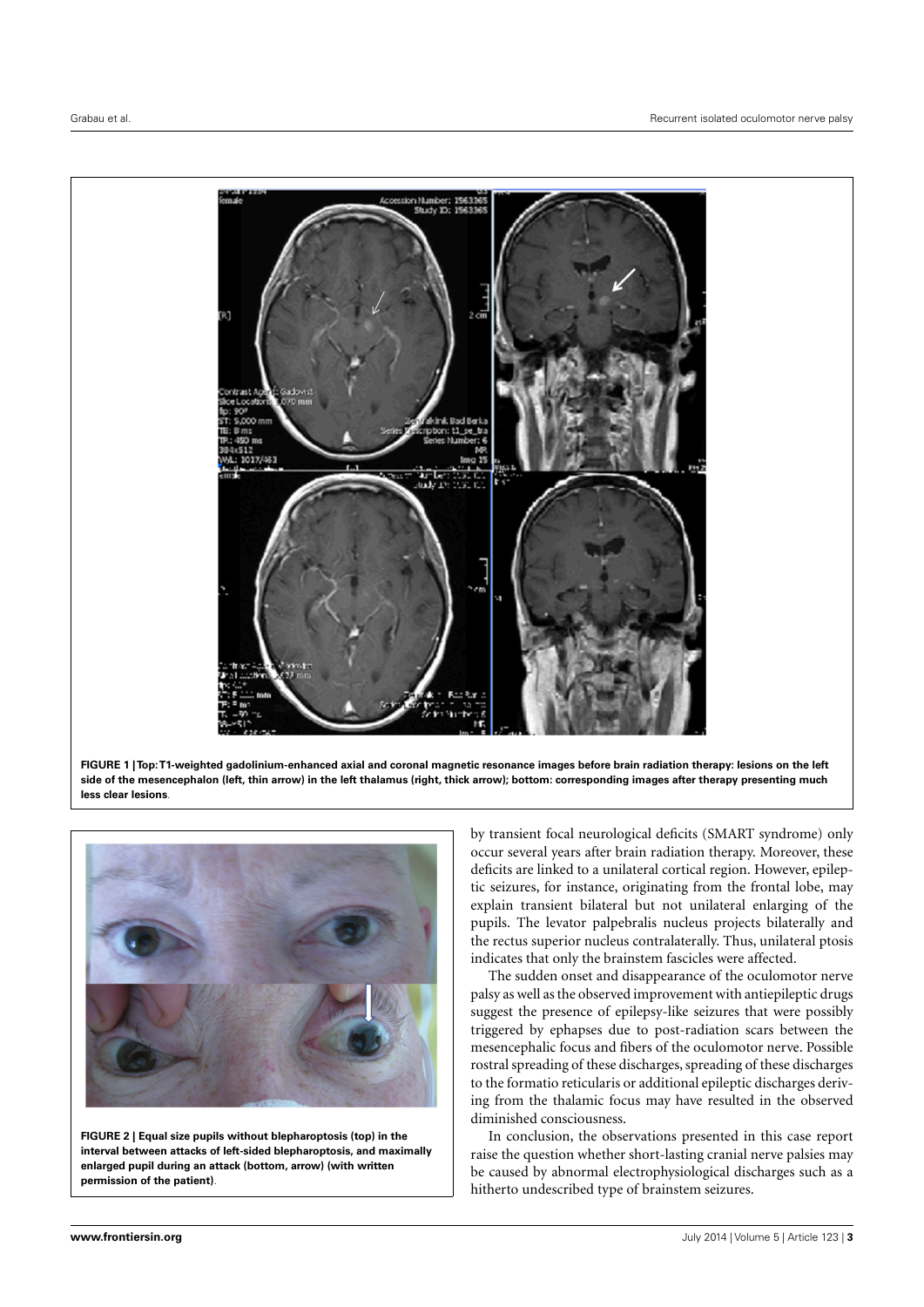**FIGURE 1 | Top: T1-weighted gadolinium-enhanced axial and coronal magnetic resonance images before brain radiation therapy: lesions on the left side of the mesencephalon (left, thin arrow) in the left thalamus (right, thick arrow); bottom: corresponding images after therapy presenting much less clear lesions**.

**FIGURE 2 | Equal size pupils without blepharoptosis (top) in the interval between attacks of left-sided blepharoptosis, and maximally enlarged pupil during an attack (bottom, arrow) (with written permission of the patient)**.

by transient focal neurological deficits (SMART syndrome) only occur several years after brain radiation therapy. Moreover, these deficits are linked to a unilateral cortical region. However, epileptic seizures, for instance, originating from the frontal lobe, may explain transient bilateral but not unilateral enlarging of the pupils. The levator palpebralis nucleus projects bilaterally and the rectus superior nucleus contralaterally. Thus, unilateral ptosis indicates that only the brainstem fascicles were affected.

The sudden onset and disappearance of the oculomotor nerve palsy as well as the observed improvement with antiepileptic drugs suggest the presence of epilepsy-like seizures that were possibly triggered by ephapses due to post-radiation scars between the mesencephalic focus and fibers of the oculomotor nerve. Possible rostral spreading of these discharges, spreading of these discharges to the formatio reticularis or additional epileptic discharges deriving from the thalamic focus may have resulted in the observed diminished consciousness.

In conclusion, the observations presented in this case report raise the question whether short-lasting cranial nerve palsies may be caused by abnormal electrophysiological discharges such as a hitherto undescribed type of brainstem seizures.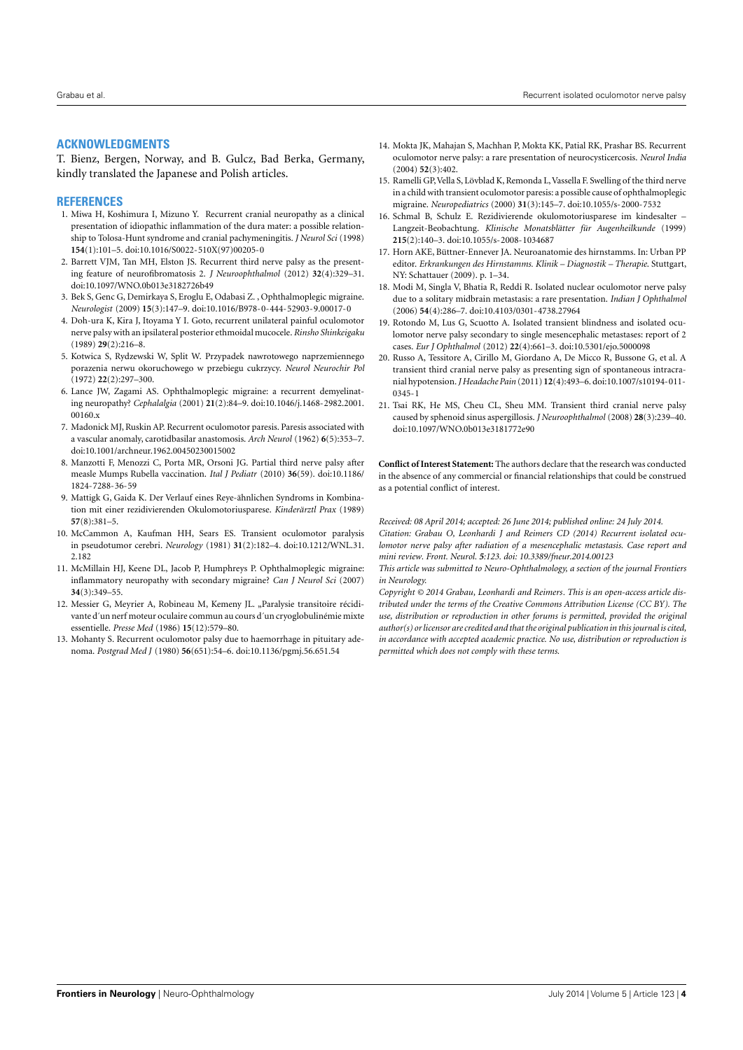## ACKNOWLEDGMENTS

T. Bienz, Bergen, Norway, and B. Gulcz, Bad Berka, Germany, kindly translated the Japanese and Polish articles.

## REFERENCES

1. Miwa H, Koshimura I, Mizuno Y. Recurrent cranial neuropathy as a clinical presentation of idiopathic inflammation of the dura mater: a possible relationship to Tolosa-Hunt syndrome and cranial pachymeningitis. *J Neurol Sci* (1998) **154**(1):101–5. doi:10.1016/S0022-510X(97)00205-0
2. Barrett VJM, Tan MH, Elston JS. Recurrent third nerve palsy as the presenting feature of neurofibromatosis 2. *J Neuroophthalmol* (2012) **32**(4):329–31. doi:10.1097/WNO.0b013e3182726b49
3. Bek S, Genc G, Demirkaya S, Eroglu E, Odabasi Z. , Ophthalmoplegic migraine. *Neurologist* (2009) **15**(3):147–9. doi:10.1016/B978-0-444-52903-9.00017-0
4. Doh-ura K, Kira J, Itoyama Y I. Goto, recurrent unilateral painful oculomotor nerve palsy with an ipsilateral posterior ethmoidal mucocele. *Rinsho Shinkeigaku* (1989) **29**(2):216–8.
5. Kotwica S, Rydzewski W, Split W. Przypadek nawrotowego naprzemiennego porazenia nerwu okoruchowego w przebiegu cukrzycy. *Neurol Neurochir Pol* (1972) **22**(2):297–300.
6. Lance JW, Zagami AS. Ophthalmoplegic migraine: a recurrent demyelinating neuropathy? *Cephalalgia* (2001) **21**(2):84–9. doi:10.1046/j.1468-2982.2001.00160.x
7. Madonick MJ, Ruskin AP. Recurrent oculomotor paresis. Paresis associated with a vascular anomaly, carotidbasilar anastomosis. *Arch Neurol* (1962) **6**(5):353–7. doi:10.1001/archneur.1962.00450230015002
8. Manzotti F, Menozzi C, Porta MR, Orsoni JG. Partial third nerve palsy after measle Mumps Rubella vaccination. *Ital J Pediatr* (2010) **36**(59). doi:10.1186/1824-7288-36-59
9. Mattigk G, Gaida K. Der Verlauf eines Reye-ähnlichen Syndroms in Kombination mit einer rezidivierenden Okulomotoriusparese. *Kinderärztl Prax* (1989) **57**(8):381–5.
10. McCammon A, Kaufman HH, Sears ES. Transient oculomotor paralysis in pseudotumor cerebri. *Neurology* (1981) **31**(2):182–4. doi:10.1212/WNL.31.2.182
11. McMillain HJ, Keene DL, Jacob P, Humphreys P. Ophthalmoplegic migraine: inflammatory neuropathy with secondary migraine? *Can J Neurol Sci* (2007) **34**(3):349–55.
12. Messier G, Meyrier A, Robineau M, Kemeny JL. „Paralysie transitoire récidivante d´un nerf moteur oculaire commun au cours d´un cryoglobulinémie mixte essentielle. *Presse Med* (1986) **15**(12):579–80.
13. Mohanty S. Recurrent oculomotor palsy due to haemorrhage in pituitary adenoma. *Postgrad Med J* (1980) **56**(651):54–6. doi:10.1136/pgmj.56.651.54
14. Mokta JK, Mahajan S, Machhan P, Mokta KK, Patial RK, Prashar BS. Recurrent oculomotor nerve palsy: a rare presentation of neurocysticercosis. *Neurol India* (2004) **52**(3):402.
15. Ramelli GP, Vella S, Lövblad K, Remonda L, Vassella F. Swelling of the third nerve in a child with transient oculomotor paresis: a possible cause of ophthalmoplegic migraine. *Neuropediatrics* (2000) **31**(3):145–7. doi:10.1055/s-2000-7532
16. Schmal B, Schulz E. Rezidivierende okulomotoriusparese im kindesalter – Langzeit-Beobachtung. *Klinische Monatsblätter für Augenheilkunde* (1999) **215**(2):140–3. doi:10.1055/s-2008-1034687
17. Horn AKE, Büttner-Ennever JA. Neuroanatomie des hirnstamms. In: Urban PP editor. *Erkrankungen des Hirnstamms. Klinik – Diagnostik – Therapie.* Stuttgart, NY: Schattauer (2009). p. 1–34.
18. Modi M, Singla V, Bhatia R, Reddi R. Isolated nuclear oculomotor nerve palsy due to a solitary midbrain metastasis: a rare presentation. *Indian J Ophthalmol* (2006) **54**(4):286–7. doi:10.4103/0301-4738.27964
19. Rotondo M, Lus G, Scuotto A. Isolated transient blindness and isolated oculomotor nerve palsy secondary to single mesencephalic metastases: report of 2 cases. *Eur J Ophthalmol* (2012) **22**(4):661–3. doi:10.5301/ejo.5000098
20. Russo A, Tessitore A, Cirillo M, Giordano A, De Micco R, Bussone G, et al. A transient third cranial nerve palsy as presenting sign of spontaneous intracranial hypotension. *J Headache Pain* (2011) **12**(4):493–6. doi:10.1007/s10194-011-0345-1
21. Tsai RK, He MS, Cheu CL, Sheu MM. Transient third cranial nerve palsy caused by sphenoid sinus aspergillosis. *J Neuroophthalmol* (2008) **28**(3):239–40. doi:10.1097/WNO.0b013e3181772e90

**Conflict of Interest Statement:** The authors declare that the research was conducted in the absence of any commercial or financial relationships that could be construed as a potential conflict of interest.

*Received: 08 April 2014; accepted: 26 June 2014; published online: 24 July 2014.*

*Citation: Grabau O, Leonhardi J and Reimers CD (2014) Recurrent isolated oculomotor nerve palsy after radiation of a mesencephalic metastasis. Case report and mini review. Front. Neurol. 5:123. doi: 10.3389/fneur.2014.00123*

*This article was submitted to Neuro-Ophthalmology, a section of the journal Frontiers in Neurology.*

*Copyright © 2014 Grabau, Leonhardi and Reimers. This is an open-access article distributed under the terms of the Creative Commons Attribution License (CC BY). The use, distribution or reproduction in other forums is permitted, provided the original author(s) or licensor are credited and that the original publication in this journal is cited, in accordance with accepted academic practice. No use, distribution or reproduction is permitted which does not comply with these terms.*